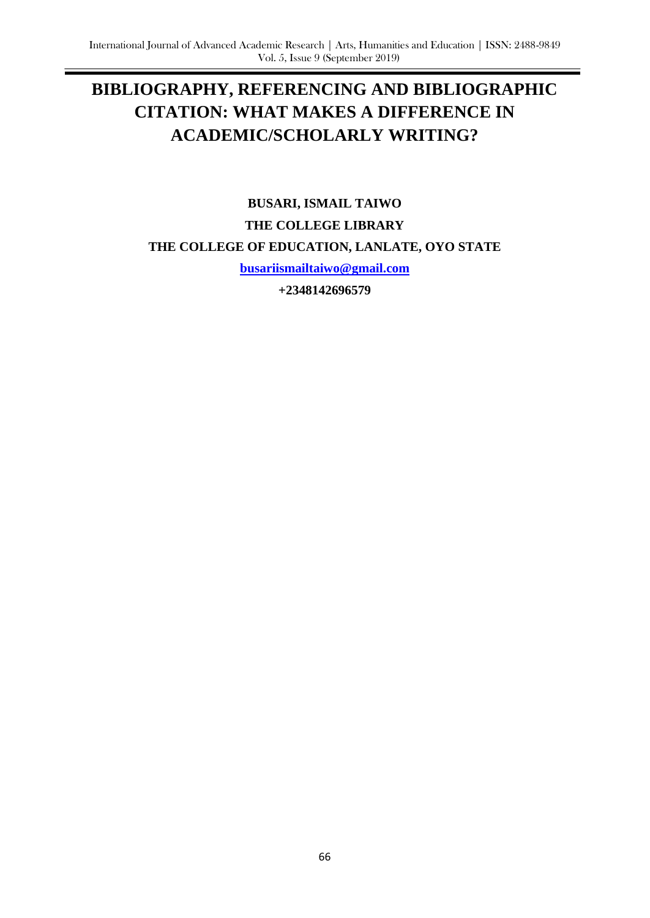# BIBLIOGRAPHY, REFERENCING AND BIBLIOGRAPHIC CITATION: WHAT MAKES A DIFFERENCE IN ACADEMIC/SCHOLARLY WRITING?

**BUSARI, ISMAIL TAIWO**

**THE COLLEGE LIBRARY**

**THE COLLEGE OF EDUCATION, LANLATE, OYO STATE**

**busariismailtaiwo@gmail.com**

**+2348142696579**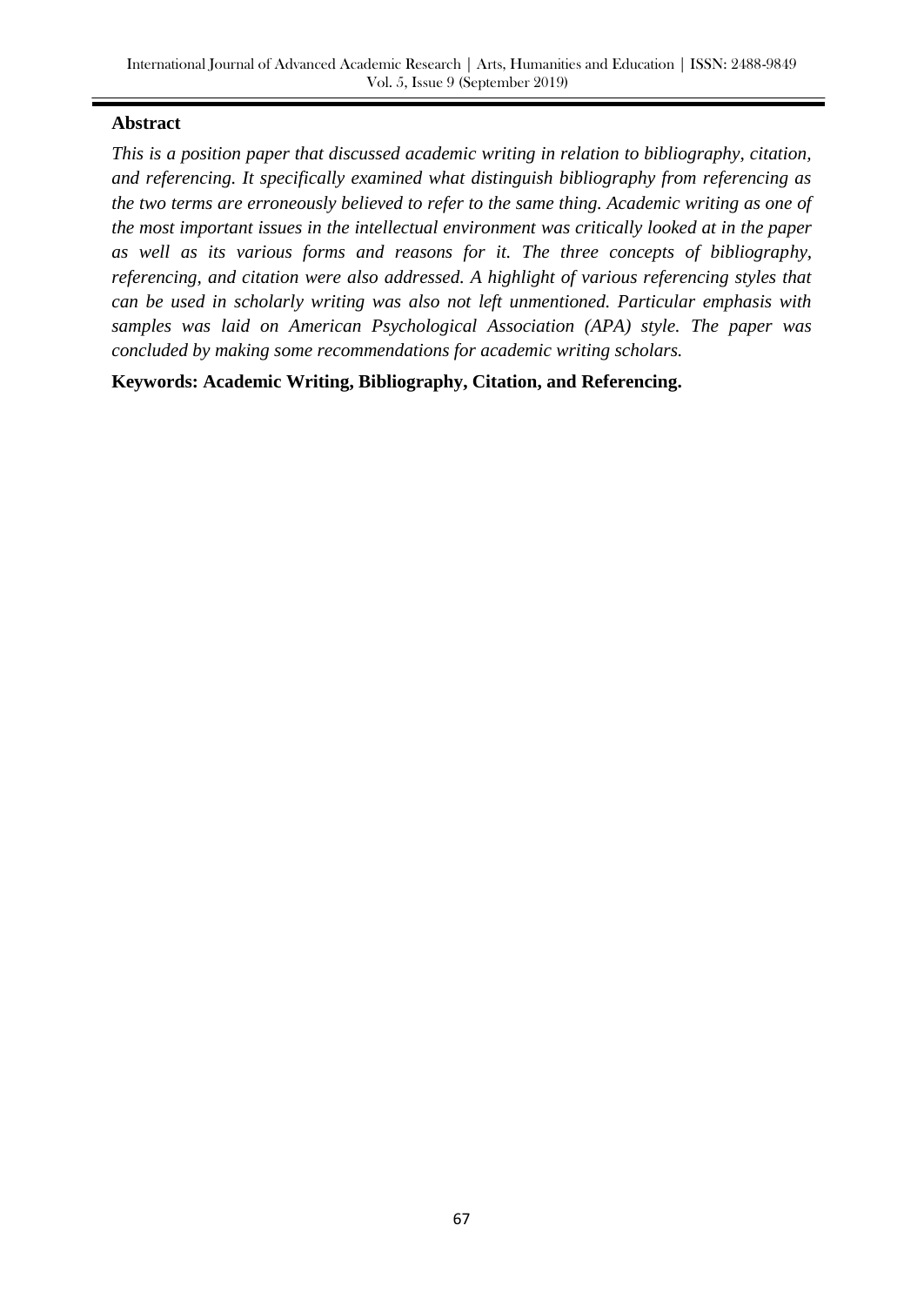## Abstract

*This is a position paper that discussed academic writing in relation to bibliography, citation, and referencing. It specifically examined what distinguish bibliography from referencing as the two terms are erroneously believed to refer to the same thing. Academic writing as one of the most important issues in the intellectual environment was critically looked at in the paper as well as its various forms and reasons for it. The three concepts of bibliography, referencing, and citation were also addressed. A highlight of various referencing styles that can be used in scholarly writing was also not left unmentioned. Particular emphasis with samples was laid on American Psychological Association (APA) style. The paper was concluded by making some recommendations for academic writing scholars.*

**Keywords: Academic Writing, Bibliography, Citation, and Referencing.**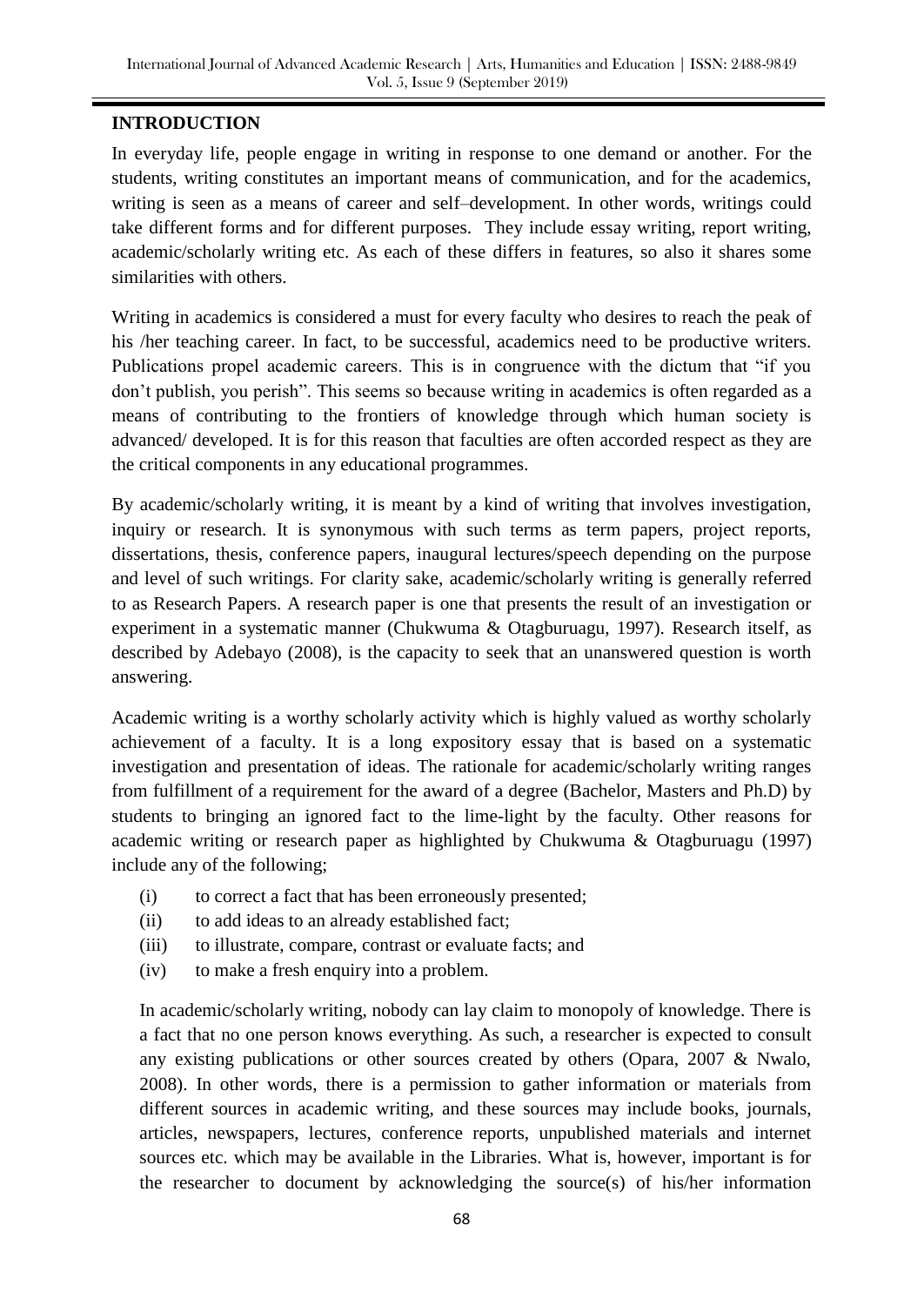## INTRODUCTION

In everyday life, people engage in writing in response to one demand or another. For the students, writing constitutes an important means of communication, and for the academics, writing is seen as a means of career and self–development. In other words, writings could take different forms and for different purposes. They include essay writing, report writing, academic/scholarly writing etc. As each of these differs in features, so also it shares some similarities with others.

Writing in academics is considered a must for every faculty who desires to reach the peak of his /her teaching career. In fact, to be successful, academics need to be productive writers. Publications propel academic careers. This is in congruence with the dictum that "if you don't publish, you perish". This seems so because writing in academics is often regarded as a means of contributing to the frontiers of knowledge through which human society is advanced/ developed. It is for this reason that faculties are often accorded respect as they are the critical components in any educational programmes.

By academic/scholarly writing, it is meant by a kind of writing that involves investigation, inquiry or research. It is synonymous with such terms as term papers, project reports, dissertations, thesis, conference papers, inaugural lectures/speech depending on the purpose and level of such writings. For clarity sake, academic/scholarly writing is generally referred to as Research Papers. A research paper is one that presents the result of an investigation or experiment in a systematic manner (Chukwuma & Otagburuagu, 1997). Research itself, as described by Adebayo (2008), is the capacity to seek that an unanswered question is worth answering.

Academic writing is a worthy scholarly activity which is highly valued as worthy scholarly achievement of a faculty. It is a long expository essay that is based on a systematic investigation and presentation of ideas. The rationale for academic/scholarly writing ranges from fulfillment of a requirement for the award of a degree (Bachelor, Masters and Ph.D) by students to bringing an ignored fact to the lime-light by the faculty. Other reasons for academic writing or research paper as highlighted by Chukwuma & Otagburuagu (1997) include any of the following;

(i) to correct a fact that has been erroneously presented;
(ii) to add ideas to an already established fact;
(iii) to illustrate, compare, contrast or evaluate facts; and
(iv) to make a fresh enquiry into a problem.

In academic/scholarly writing, nobody can lay claim to monopoly of knowledge. There is a fact that no one person knows everything. As such, a researcher is expected to consult any existing publications or other sources created by others (Opara, 2007 & Nwalo, 2008). In other words, there is a permission to gather information or materials from different sources in academic writing, and these sources may include books, journals, articles, newspapers, lectures, conference reports, unpublished materials and internet sources etc. which may be available in the Libraries. What is, however, important is for the researcher to document by acknowledging the source(s) of his/her information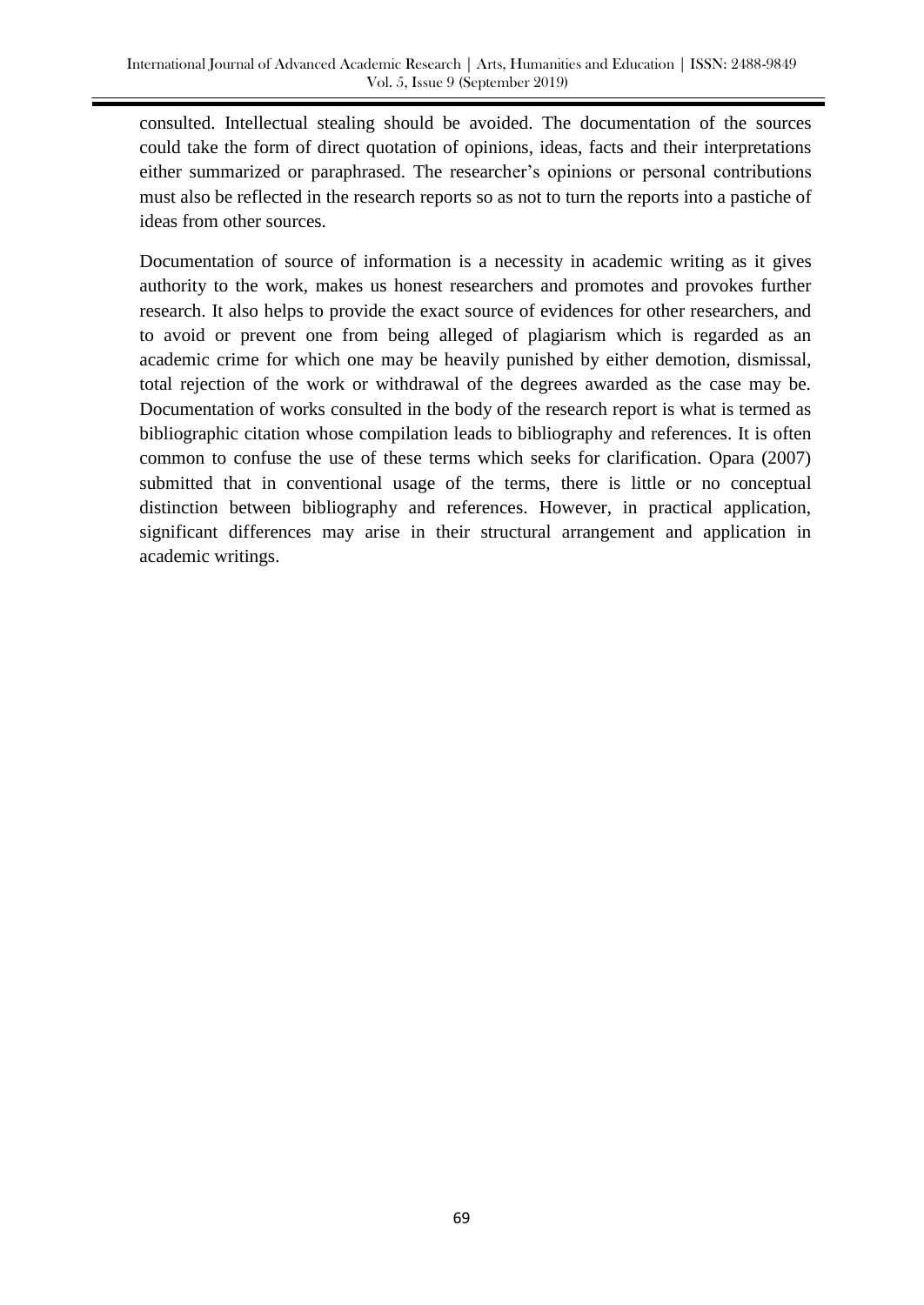consulted. Intellectual stealing should be avoided. The documentation of the sources could take the form of direct quotation of opinions, ideas, facts and their interpretations either summarized or paraphrased. The researcher's opinions or personal contributions must also be reflected in the research reports so as not to turn the reports into a pastiche of ideas from other sources.

Documentation of source of information is a necessity in academic writing as it gives authority to the work, makes us honest researchers and promotes and provokes further research. It also helps to provide the exact source of evidences for other researchers, and to avoid or prevent one from being alleged of plagiarism which is regarded as an academic crime for which one may be heavily punished by either demotion, dismissal, total rejection of the work or withdrawal of the degrees awarded as the case may be. Documentation of works consulted in the body of the research report is what is termed as bibliographic citation whose compilation leads to bibliography and references. It is often common to confuse the use of these terms which seeks for clarification. Opara (2007) submitted that in conventional usage of the terms, there is little or no conceptual distinction between bibliography and references. However, in practical application, significant differences may arise in their structural arrangement and application in academic writings.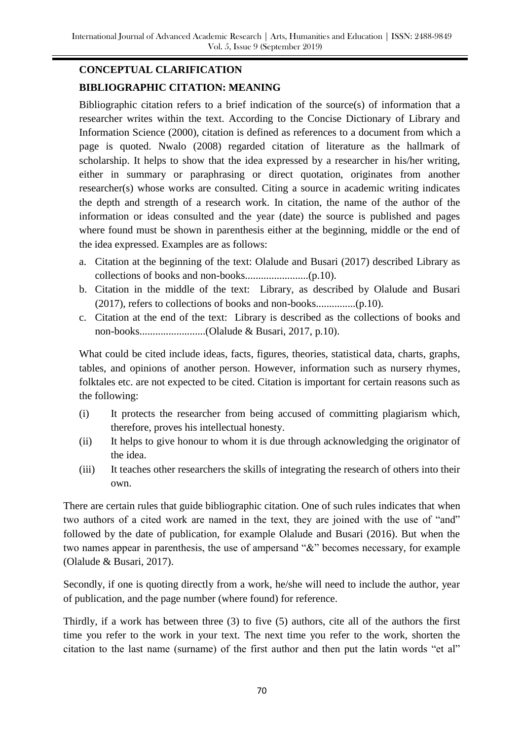## CONCEPTUAL CLARIFICATION

### BIBLIOGRAPHIC CITATION: MEANING

Bibliographic citation refers to a brief indication of the source(s) of information that a researcher writes within the text. According to the Concise Dictionary of Library and Information Science (2000), citation is defined as references to a document from which a page is quoted. Nwalo (2008) regarded citation of literature as the hallmark of scholarship. It helps to show that the idea expressed by a researcher in his/her writing, either in summary or paraphrasing or direct quotation, originates from another researcher(s) whose works are consulted. Citing a source in academic writing indicates the depth and strength of a research work. In citation, the name of the author of the information or ideas consulted and the year (date) the source is published and pages where found must be shown in parenthesis either at the beginning, middle or the end of the idea expressed. Examples are as follows:

a. Citation at the beginning of the text: Olalude and Busari (2017) described Library as collections of books and non-books........................(p.10).
b. Citation in the middle of the text: Library, as described by Olalude and Busari (2017), refers to collections of books and non-books...............(p.10).
c. Citation at the end of the text: Library is described as the collections of books and non-books.........................(Olalude & Busari, 2017, p.10).

What could be cited include ideas, facts, figures, theories, statistical data, charts, graphs, tables, and opinions of another person. However, information such as nursery rhymes, folktales etc. are not expected to be cited. Citation is important for certain reasons such as the following:

(i) It protects the researcher from being accused of committing plagiarism which, therefore, proves his intellectual honesty.
(ii) It helps to give honour to whom it is due through acknowledging the originator of the idea.
(iii) It teaches other researchers the skills of integrating the research of others into their own.

There are certain rules that guide bibliographic citation. One of such rules indicates that when two authors of a cited work are named in the text, they are joined with the use of "and" followed by the date of publication, for example Olalude and Busari (2016). But when the two names appear in parenthesis, the use of ampersand "&" becomes necessary, for example (Olalude & Busari, 2017).

Secondly, if one is quoting directly from a work, he/she will need to include the author, year of publication, and the page number (where found) for reference.

Thirdly, if a work has between three (3) to five (5) authors, cite all of the authors the first time you refer to the work in your text. The next time you refer to the work, shorten the citation to the last name (surname) of the first author and then put the latin words "et al"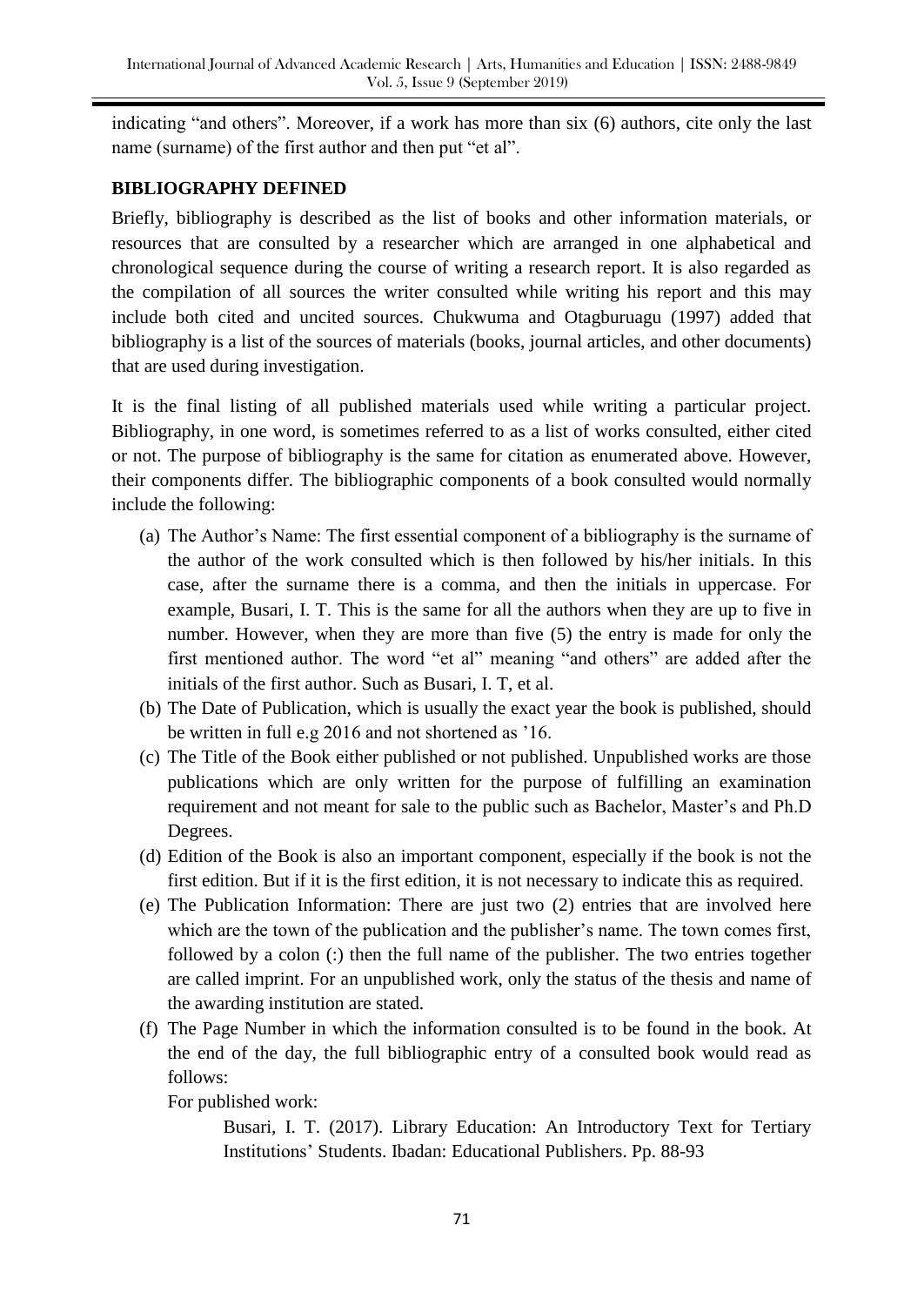indicating “and others”. Moreover, if a work has more than six (6) authors, cite only the last name (surname) of the first author and then put “et al”.

**BIBLIOGRAPHY DEFINED**

Briefly, bibliography is described as the list of books and other information materials, or resources that are consulted by a researcher which are arranged in one alphabetical and chronological sequence during the course of writing a research report. It is also regarded as the compilation of all sources the writer consulted while writing his report and this may include both cited and uncited sources. Chukwuma and Otagburuagu (1997) added that bibliography is a list of the sources of materials (books, journal articles, and other documents) that are used during investigation.

It is the final listing of all published materials used while writing a particular project. Bibliography, in one word, is sometimes referred to as a list of works consulted, either cited or not. The purpose of bibliography is the same for citation as enumerated above. However, their components differ. The bibliographic components of a book consulted would normally include the following:

(a) The Author’s Name: The first essential component of a bibliography is the surname of the author of the work consulted which is then followed by his/her initials. In this case, after the surname there is a comma, and then the initials in uppercase. For example, Busari, I. T. This is the same for all the authors when they are up to five in number. However, when they are more than five (5) the entry is made for only the first mentioned author. The word “et al” meaning “and others” are added after the initials of the first author. Such as Busari, I. T, et al.

(b) The Date of Publication, which is usually the exact year the book is published, should be written in full e.g 2016 and not shortened as ’16.

(c) The Title of the Book either published or not published. Unpublished works are those publications which are only written for the purpose of fulfilling an examination requirement and not meant for sale to the public such as Bachelor, Master’s and Ph.D Degrees.

(d) Edition of the Book is also an important component, especially if the book is not the first edition. But if it is the first edition, it is not necessary to indicate this as required.

(e) The Publication Information: There are just two (2) entries that are involved here which are the town of the publication and the publisher’s name. The town comes first, followed by a colon (:) then the full name of the publisher. The two entries together are called imprint. For an unpublished work, only the status of the thesis and name of the awarding institution are stated.

(f) The Page Number in which the information consulted is to be found in the book. At the end of the day, the full bibliographic entry of a consulted book would read as follows:

For published work:

Busari, I. T. (2017). Library Education: An Introductory Text for Tertiary Institutions’ Students. Ibadan: Educational Publishers. Pp. 88-93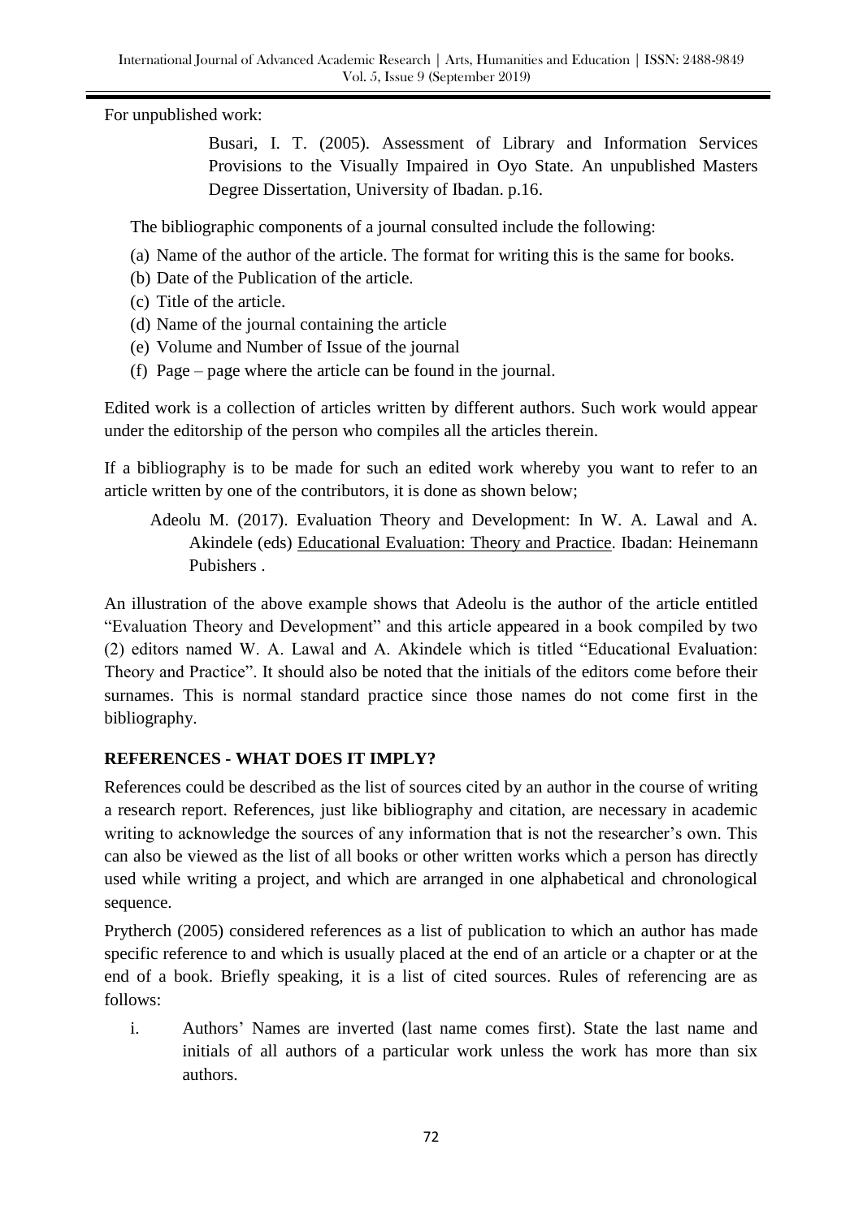For unpublished work:

> Busari, I. T. (2005). Assessment of Library and Information Services Provisions to the Visually Impaired in Oyo State. An unpublished Masters Degree Dissertation, University of Ibadan. p.16.

The bibliographic components of a journal consulted include the following:

(a) Name of the author of the article. The format for writing this is the same for books.
(b) Date of the Publication of the article.
(c) Title of the article.
(d) Name of the journal containing the article
(e) Volume and Number of Issue of the journal
(f) Page – page where the article can be found in the journal.

Edited work is a collection of articles written by different authors. Such work would appear under the editorship of the person who compiles all the articles therein.

If a bibliography is to be made for such an edited work whereby you want to refer to an article written by one of the contributors, it is done as shown below;

> Adeolu M. (2017). Evaluation Theory and Development: In W. A. Lawal and A. Akindele (eds) <u>Educational Evaluation: Theory and Practice</u>. Ibadan: Heinemann Pubishers .

An illustration of the above example shows that Adeolu is the author of the article entitled "Evaluation Theory and Development" and this article appeared in a book compiled by two (2) editors named W. A. Lawal and A. Akindele which is titled "Educational Evaluation: Theory and Practice". It should also be noted that the initials of the editors come before their surnames. This is normal standard practice since those names do not come first in the bibliography.

## REFERENCES - WHAT DOES IT IMPLY?

References could be described as the list of sources cited by an author in the course of writing a research report. References, just like bibliography and citation, are necessary in academic writing to acknowledge the sources of any information that is not the researcher's own. This can also be viewed as the list of all books or other written works which a person has directly used while writing a project, and which are arranged in one alphabetical and chronological sequence.

Prytherch (2005) considered references as a list of publication to which an author has made specific reference to and which is usually placed at the end of an article or a chapter or at the end of a book. Briefly speaking, it is a list of cited sources. Rules of referencing are as follows:

i. Authors' Names are inverted (last name comes first). State the last name and initials of all authors of a particular work unless the work has more than six authors.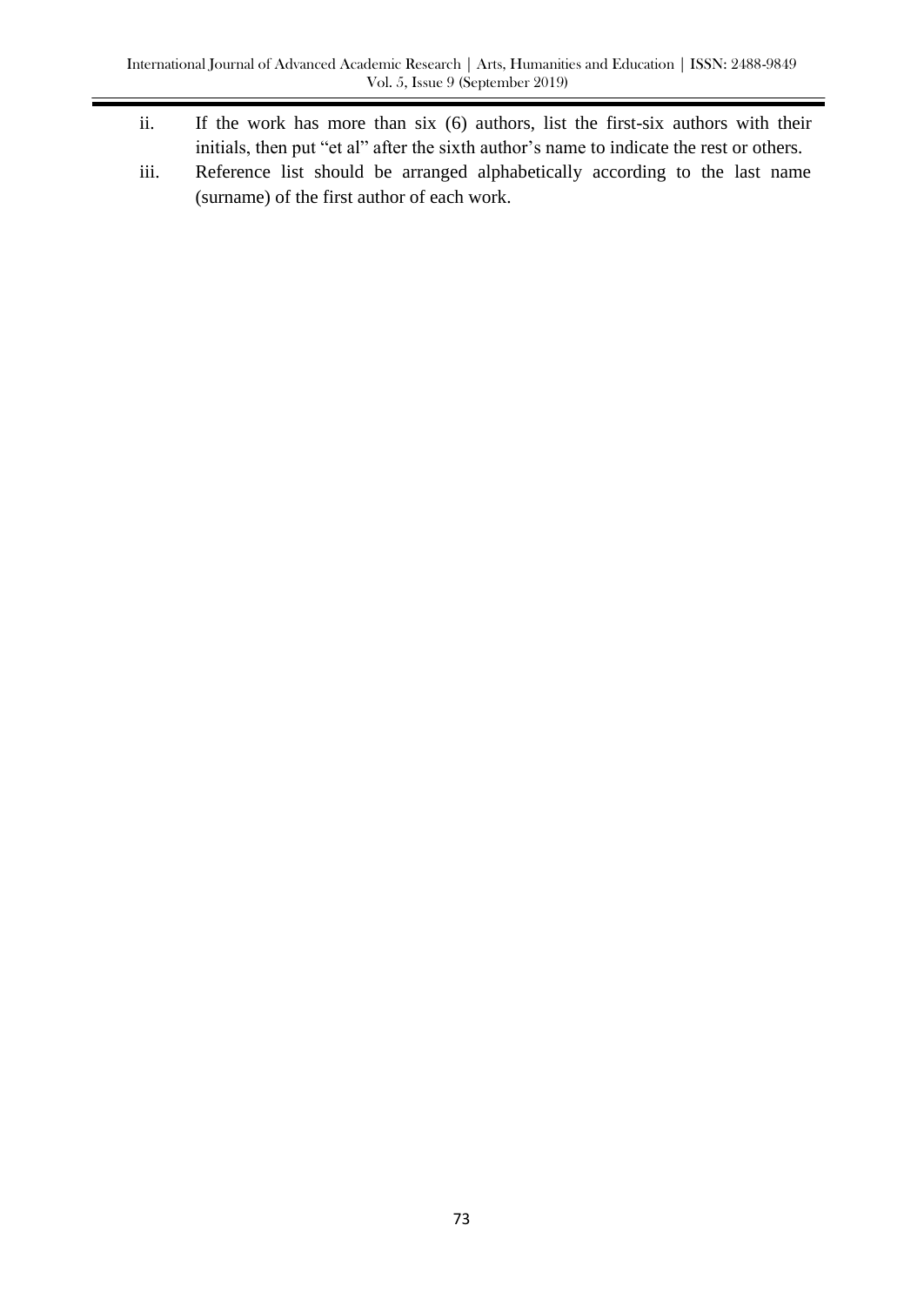ii. If the work has more than six (6) authors, list the first-six authors with their initials, then put "et al" after the sixth author's name to indicate the rest or others.

iii. Reference list should be arranged alphabetically according to the last name (surname) of the first author of each work.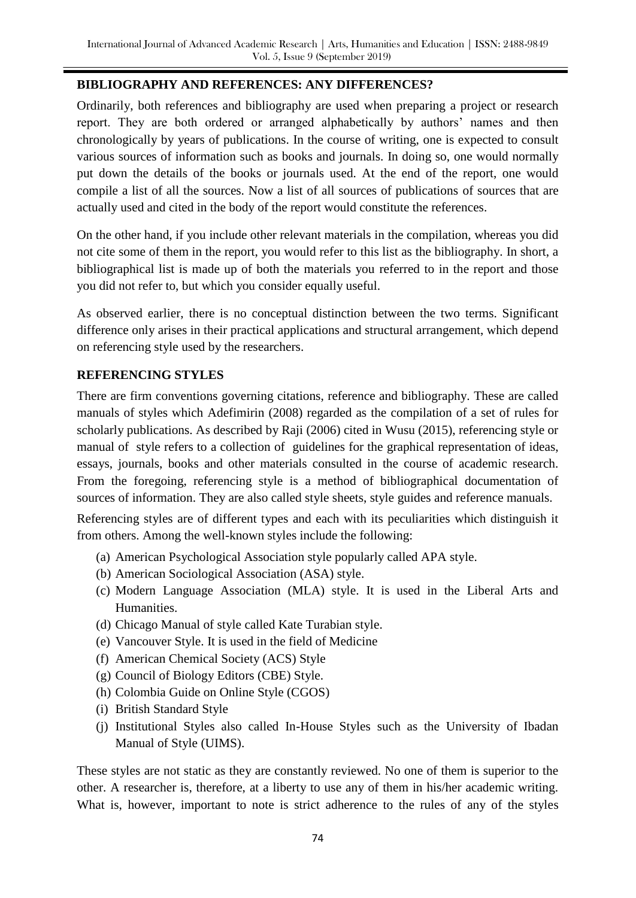## BIBLIOGRAPHY AND REFERENCES: ANY DIFFERENCES?

Ordinarily, both references and bibliography are used when preparing a project or research report. They are both ordered or arranged alphabetically by authors' names and then chronologically by years of publications. In the course of writing, one is expected to consult various sources of information such as books and journals. In doing so, one would normally put down the details of the books or journals used. At the end of the report, one would compile a list of all the sources. Now a list of all sources of publications of sources that are actually used and cited in the body of the report would constitute the references.

On the other hand, if you include other relevant materials in the compilation, whereas you did not cite some of them in the report, you would refer to this list as the bibliography. In short, a bibliographical list is made up of both the materials you referred to in the report and those you did not refer to, but which you consider equally useful.

As observed earlier, there is no conceptual distinction between the two terms. Significant difference only arises in their practical applications and structural arrangement, which depend on referencing style used by the researchers.

## REFERENCING STYLES

There are firm conventions governing citations, reference and bibliography. These are called manuals of styles which Adefimirin (2008) regarded as the compilation of a set of rules for scholarly publications. As described by Raji (2006) cited in Wusu (2015), referencing style or manual of style refers to a collection of guidelines for the graphical representation of ideas, essays, journals, books and other materials consulted in the course of academic research. From the foregoing, referencing style is a method of bibliographical documentation of sources of information. They are also called style sheets, style guides and reference manuals.

Referencing styles are of different types and each with its peculiarities which distinguish it from others. Among the well-known styles include the following:

(a) American Psychological Association style popularly called APA style.
(b) American Sociological Association (ASA) style.
(c) Modern Language Association (MLA) style. It is used in the Liberal Arts and Humanities.
(d) Chicago Manual of style called Kate Turabian style.
(e) Vancouver Style. It is used in the field of Medicine
(f) American Chemical Society (ACS) Style
(g) Council of Biology Editors (CBE) Style.
(h) Colombia Guide on Online Style (CGOS)
(i) British Standard Style
(j) Institutional Styles also called In-House Styles such as the University of Ibadan Manual of Style (UIMS).

These styles are not static as they are constantly reviewed. No one of them is superior to the other. A researcher is, therefore, at a liberty to use any of them in his/her academic writing. What is, however, important to note is strict adherence to the rules of any of the styles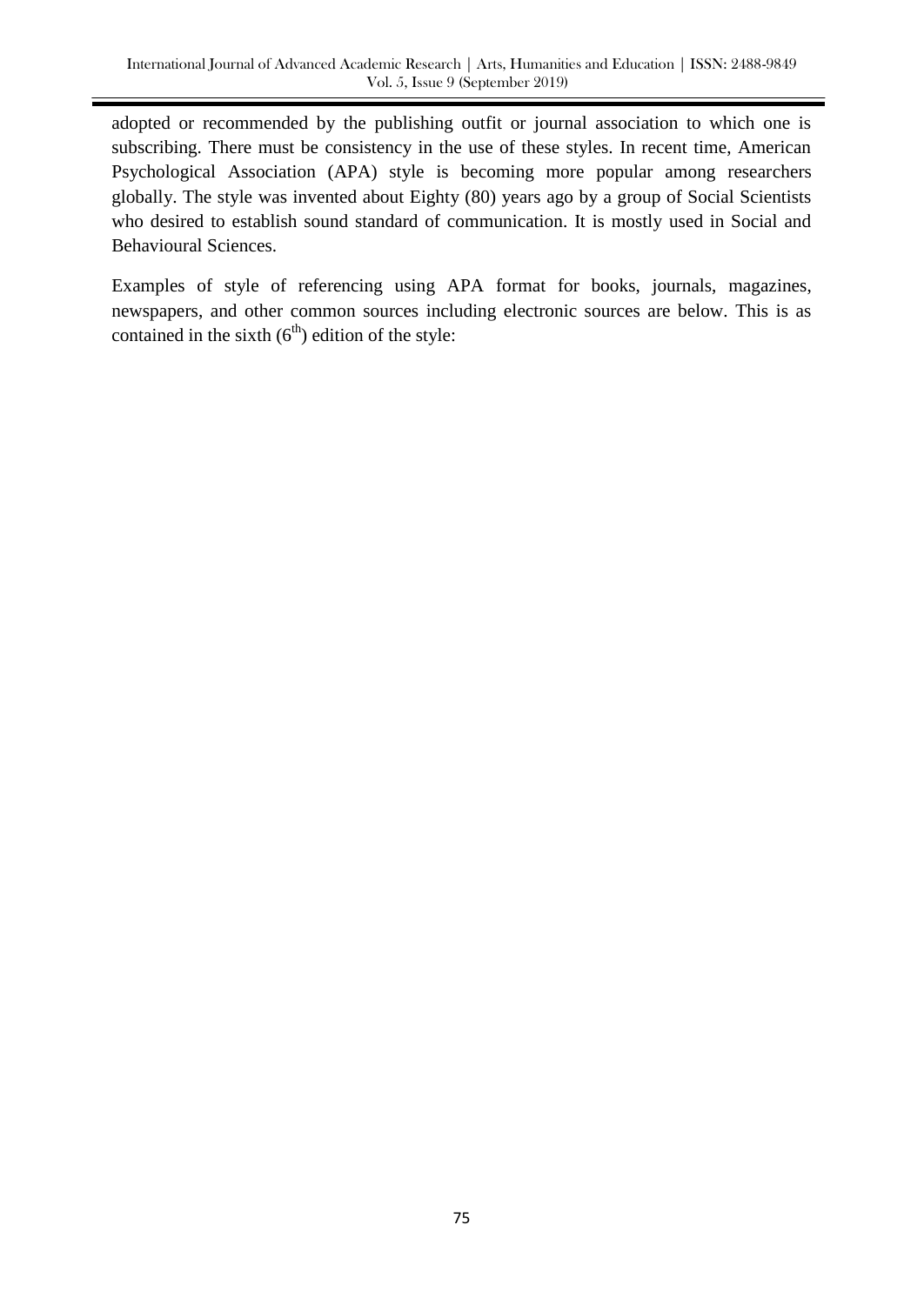adopted or recommended by the publishing outfit or journal association to which one is subscribing. There must be consistency in the use of these styles. In recent time, American Psychological Association (APA) style is becoming more popular among researchers globally. The style was invented about Eighty (80) years ago by a group of Social Scientists who desired to establish sound standard of communication. It is mostly used in Social and Behavioural Sciences.

Examples of style of referencing using APA format for books, journals, magazines, newspapers, and other common sources including electronic sources are below. This is as contained in the sixth ($6^{th}$) edition of the style: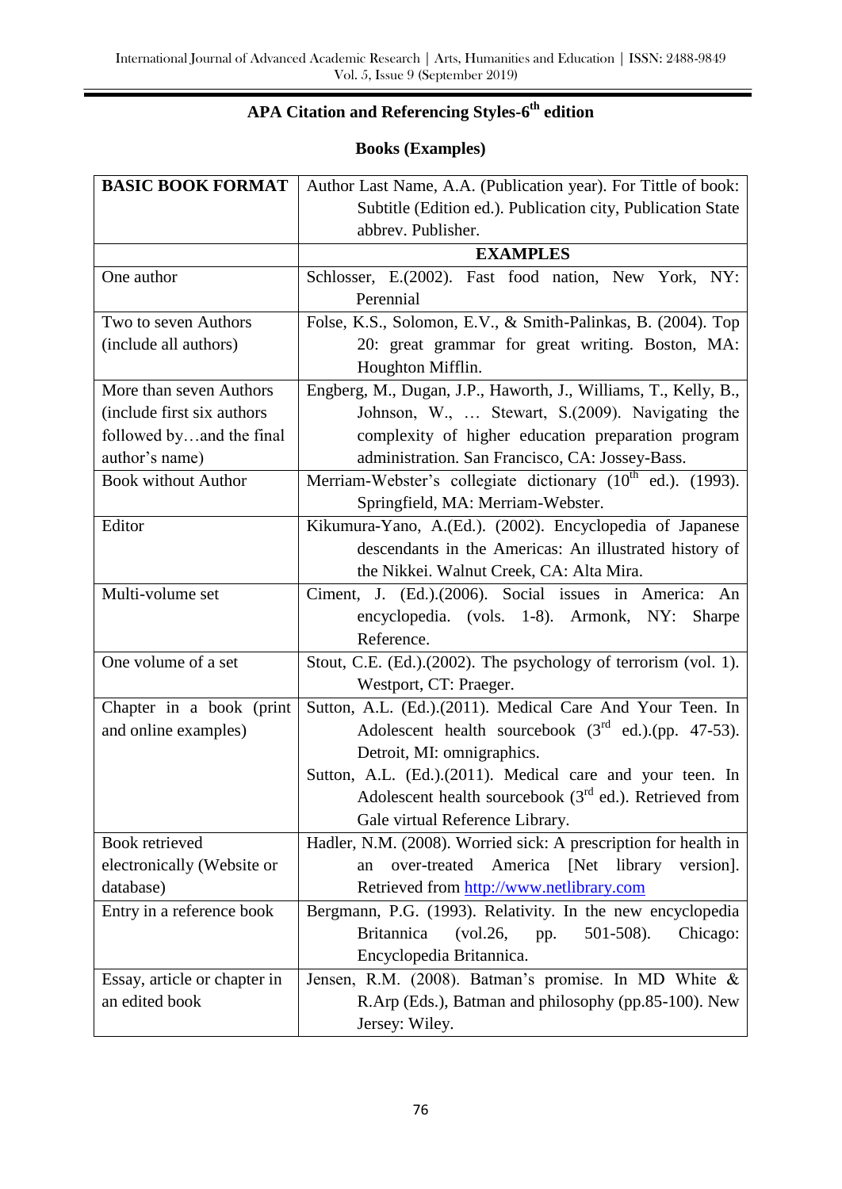## APA Citation and Referencing Styles-6th edition

### Books (Examples)

| **BASIC BOOK FORMAT** | Author Last Name, A.A. (Publication year). For Tittle of book: Subtitle (Edition ed.). Publication city, Publication State abbrev. Publisher. |
|---|---|
| | **EXAMPLES** |
| One author | Schlosser, E.(2002). Fast food nation, New York, NY: Perennial |
| Two to seven Authors (include all authors) | Folse, K.S., Solomon, E.V., & Smith-Palinkas, B. (2004). Top 20: great grammar for great writing. Boston, MA: Houghton Mifflin. |
| More than seven Authors (include first six authors followed by…and the final author's name) | Engberg, M., Dugan, J.P., Haworth, J., Williams, T., Kelly, B., Johnson, W., … Stewart, S.(2009). Navigating the complexity of higher education preparation program administration. San Francisco, CA: Jossey-Bass. |
| Book without Author | Merriam-Webster's collegiate dictionary (10th ed.). (1993). Springfield, MA: Merriam-Webster. |
| Editor | Kikumura-Yano, A.(Ed.). (2002). Encyclopedia of Japanese descendants in the Americas: An illustrated history of the Nikkei. Walnut Creek, CA: Alta Mira. |
| Multi-volume set | Ciment, J. (Ed.).(2006). Social issues in America: An encyclopedia. (vols. 1-8). Armonk, NY: Sharpe Reference. |
| One volume of a set | Stout, C.E. (Ed.).(2002). The psychology of terrorism (vol. 1). Westport, CT: Praeger. |
| Chapter in a book (print and online examples) | Sutton, A.L. (Ed.).(2011). Medical Care And Your Teen. In Adolescent health sourcebook (3rd ed.).(pp. 47-53). Detroit, MI: omnigraphics.<br>Sutton, A.L. (Ed.).(2011). Medical care and your teen. In Adolescent health sourcebook (3rd ed.). Retrieved from Gale virtual Reference Library. |
| Book retrieved electronically (Website or database) | Hadler, N.M. (2008). Worried sick: A prescription for health in an over-treated America [Net library version]. Retrieved from http://www.netlibrary.com |
| Entry in a reference book | Bergmann, P.G. (1993). Relativity. In the new encyclopedia Britannica (vol.26, pp. 501-508). Chicago: Encyclopedia Britannica. |
| Essay, article or chapter in an edited book | Jensen, R.M. (2008). Batman's promise. In MD White & R.Arp (Eds.), Batman and philosophy (pp.85-100). New Jersey: Wiley. |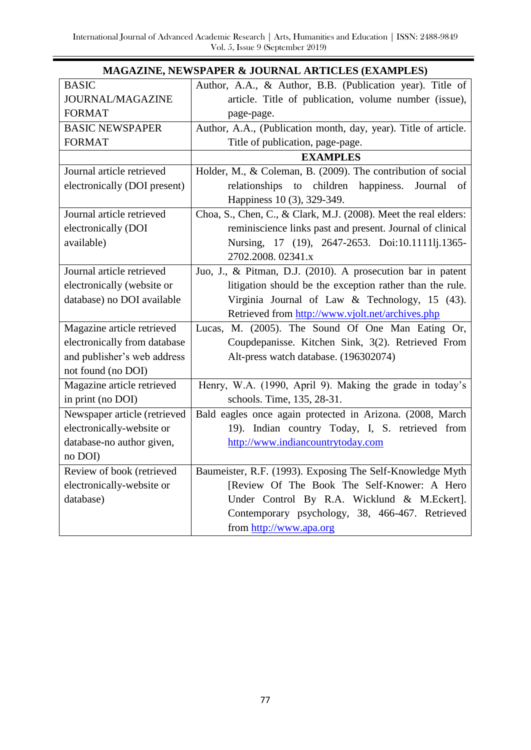**MAGAZINE, NEWSPAPER & JOURNAL ARTICLES (EXAMPLES)**

| | |
|---|---|
| BASIC JOURNAL/MAGAZINE FORMAT | Author, A.A., & Author, B.B. (Publication year). Title of article. Title of publication, volume number (issue), page-page. |
| BASIC NEWSPAPER FORMAT | Author, A.A., (Publication month, day, year). Title of article. Title of publication, page-page. |
| | **EXAMPLES** |
| Journal article retrieved electronically (DOI present) | Holder, M., & Coleman, B. (2009). The contribution of social relationships to children happiness. Journal of Happiness 10 (3), 329-349. |
| Journal article retrieved electronically (DOI available) | Choa, S., Chen, C., & Clark, M.J. (2008). Meet the real elders: reminiscience links past and present. Journal of clinical Nursing, 17 (19), 2647-2653. Doi:10.1111lj.1365-2702.2008. 02341.x |
| Journal article retrieved electronically (website or database) no DOI available | Juo, J., & Pitman, D.J. (2010). A prosecution bar in patent litigation should be the exception rather than the rule. Virginia Journal of Law & Technology, 15 (43). Retrieved from http://www.vjolt.net/archives.php |
| Magazine article retrieved electronically from database and publisher's web address not found (no DOI) | Lucas, M. (2005). The Sound Of One Man Eating Or, Coupdepanisse. Kitchen Sink, 3(2). Retrieved From Alt-press watch database. (196302074) |
| Magazine article retrieved in print (no DOI) | Henry, W.A. (1990, April 9). Making the grade in today's schools. Time, 135, 28-31. |
| Newspaper article (retrieved electronically-website or database-no author given, no DOI) | Bald eagles once again protected in Arizona. (2008, March 19). Indian country Today, I, S. retrieved from http://www.indiancountrytoday.com |
| Review of book (retrieved electronically-website or database) | Baumeister, R.F. (1993). Exposing The Self-Knowledge Myth [Review Of The Book The Self-Knower: A Hero Under Control By R.A. Wicklund & M.Eckert]. Contemporary psychology, 38, 466-467. Retrieved from http://www.apa.org |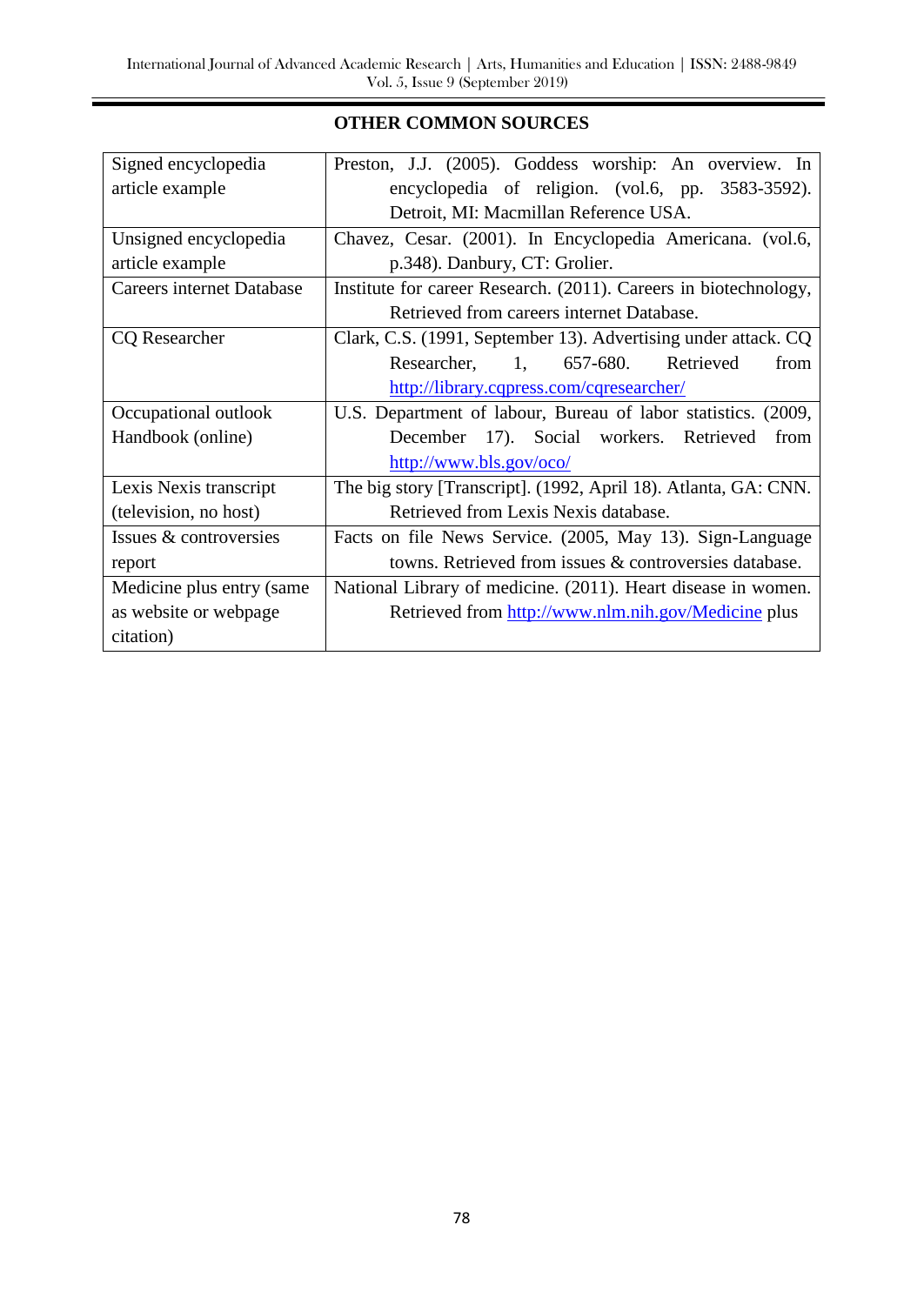**OTHER COMMON SOURCES**

| | |
|---|---|
| Signed encyclopedia article example | Preston, J.J. (2005). Goddess worship: An overview. In encyclopedia of religion. (vol.6, pp. 3583-3592). Detroit, MI: Macmillan Reference USA. |
| Unsigned encyclopedia article example | Chavez, Cesar. (2001). In Encyclopedia Americana. (vol.6, p.348). Danbury, CT: Grolier. |
| Careers internet Database | Institute for career Research. (2011). Careers in biotechnology, Retrieved from careers internet Database. |
| CQ Researcher | Clark, C.S. (1991, September 13). Advertising under attack. CQ Researcher, 1, 657-680. Retrieved from http://library.cqpress.com/cqresearcher/ |
| Occupational outlook Handbook (online) | U.S. Department of labour, Bureau of labor statistics. (2009, December 17). Social workers. Retrieved from http://www.bls.gov/oco/ |
| Lexis Nexis transcript (television, no host) | The big story [Transcript]. (1992, April 18). Atlanta, GA: CNN. Retrieved from Lexis Nexis database. |
| Issues & controversies report | Facts on file News Service. (2005, May 13). Sign-Language towns. Retrieved from issues & controversies database. |
| Medicine plus entry (same as website or webpage citation) | National Library of medicine. (2011). Heart disease in women. Retrieved from http://www.nlm.nih.gov/Medicine plus |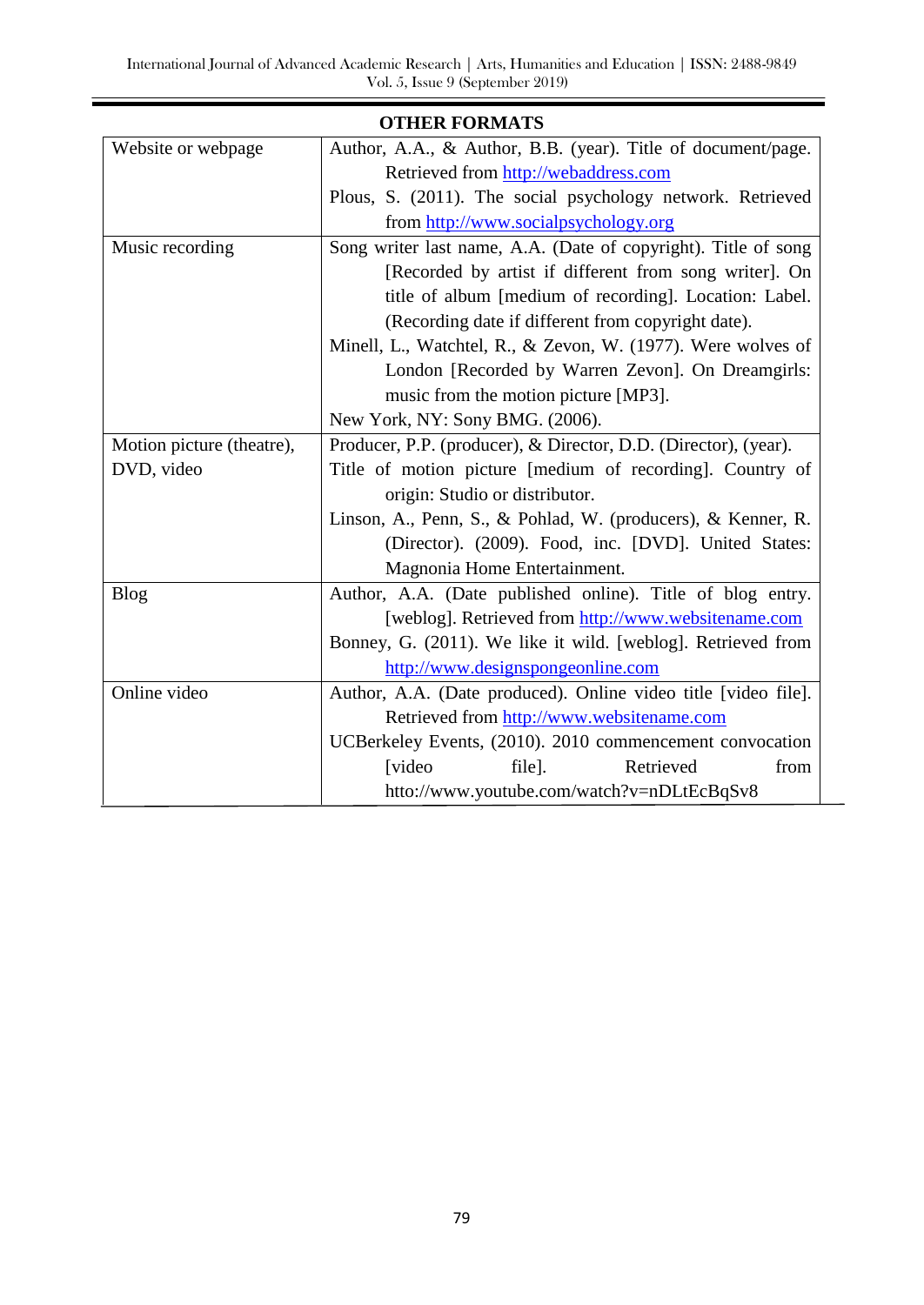**OTHER FORMATS**

| | |
|---|---|
| Website or webpage | Author, A.A., & Author, B.B. (year). Title of document/page. Retrieved from http://webaddress.com<br>Plous, S. (2011). The social psychology network. Retrieved from http://www.socialpsychology.org |
| Music recording | Song writer last name, A.A. (Date of copyright). Title of song [Recorded by artist if different from song writer]. On title of album [medium of recording]. Location: Label. (Recording date if different from copyright date).<br>Minell, L., Watchtel, R., & Zevon, W. (1977). Were wolves of London [Recorded by Warren Zevon]. On Dreamgirls: music from the motion picture [MP3].<br>New York, NY: Sony BMG. (2006). |
| Motion picture (theatre), DVD, video | Producer, P.P. (producer), & Director, D.D. (Director), (year).<br>Title of motion picture [medium of recording]. Country of origin: Studio or distributor.<br>Linson, A., Penn, S., & Pohlad, W. (producers), & Kenner, R. (Director). (2009). Food, inc. [DVD]. United States: Magnonia Home Entertainment. |
| Blog | Author, A.A. (Date published online). Title of blog entry. [weblog]. Retrieved from http://www.websitename.com<br>Bonney, G. (2011). We like it wild. [weblog]. Retrieved from http://www.designspongeonline.com |
| Online video | Author, A.A. (Date produced). Online video title [video file]. Retrieved from http://www.websitename.com<br>UCBerkeley Events, (2010). 2010 commencement convocation [video file]. Retrieved from htto://www.youtube.com/watch?v=nDLtEcBqSv8 |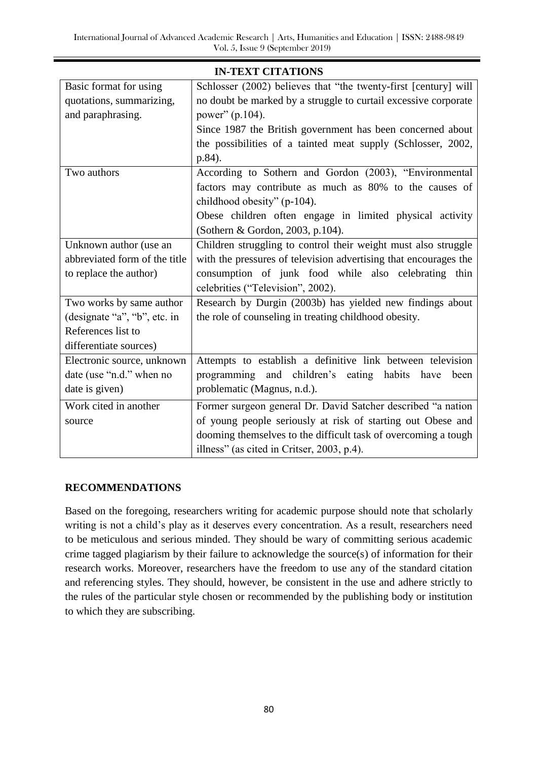| IN-TEXT CITATIONS | |
|---|---|
| Basic format for using quotations, summarizing, and paraphrasing. | Schlosser (2002) believes that "the twenty-first [century] will no doubt be marked by a struggle to curtail excessive corporate power" (p.104).<br>Since 1987 the British government has been concerned about the possibilities of a tainted meat supply (Schlosser, 2002, p.84). |
| Two authors | According to Sothern and Gordon (2003), "Environmental factors may contribute as much as 80% to the causes of childhood obesity" (p-104).<br>Obese children often engage in limited physical activity (Sothern & Gordon, 2003, p.104). |
| Unknown author (use an abbreviated form of the title to replace the author) | Children struggling to control their weight must also struggle with the pressures of television advertising that encourages the consumption of junk food while also celebrating thin celebrities ("Television", 2002). |
| Two works by same author (designate "a", "b", etc. in References list to differentiate sources) | Research by Durgin (2003b) has yielded new findings about the role of counseling in treating childhood obesity. |
| Electronic source, unknown date (use "n.d." when no date is given) | Attempts to establish a definitive link between television programming and children's eating habits have been problematic (Magnus, n.d.). |
| Work cited in another source | Former surgeon general Dr. David Satcher described "a nation of young people seriously at risk of starting out Obese and dooming themselves to the difficult task of overcoming a tough illness" (as cited in Critser, 2003, p.4). |

## RECOMMENDATIONS

Based on the foregoing, researchers writing for academic purpose should note that scholarly writing is not a child's play as it deserves every concentration. As a result, researchers need to be meticulous and serious minded. They should be wary of committing serious academic crime tagged plagiarism by their failure to acknowledge the source(s) of information for their research works. Moreover, researchers have the freedom to use any of the standard citation and referencing styles. They should, however, be consistent in the use and adhere strictly to the rules of the particular style chosen or recommended by the publishing body or institution to which they are subscribing.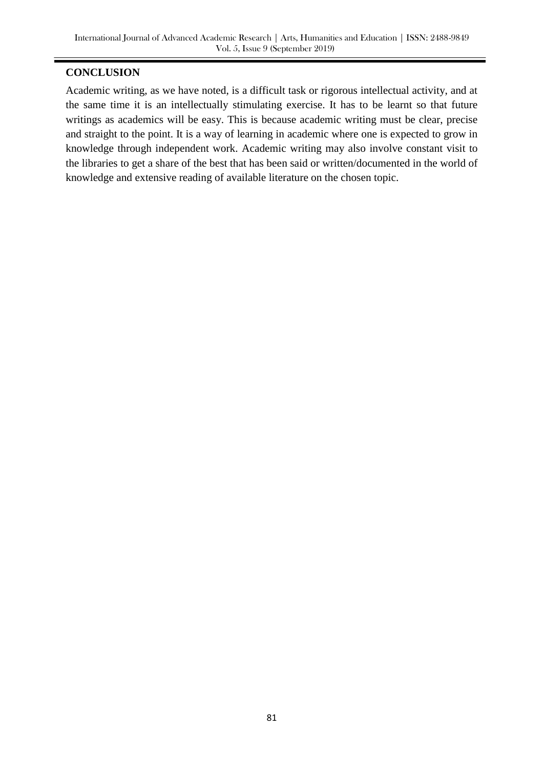## CONCLUSION

Academic writing, as we have noted, is a difficult task or rigorous intellectual activity, and at the same time it is an intellectually stimulating exercise. It has to be learnt so that future writings as academics will be easy. This is because academic writing must be clear, precise and straight to the point. It is a way of learning in academic where one is expected to grow in knowledge through independent work. Academic writing may also involve constant visit to the libraries to get a share of the best that has been said or written/documented in the world of knowledge and extensive reading of available literature on the chosen topic.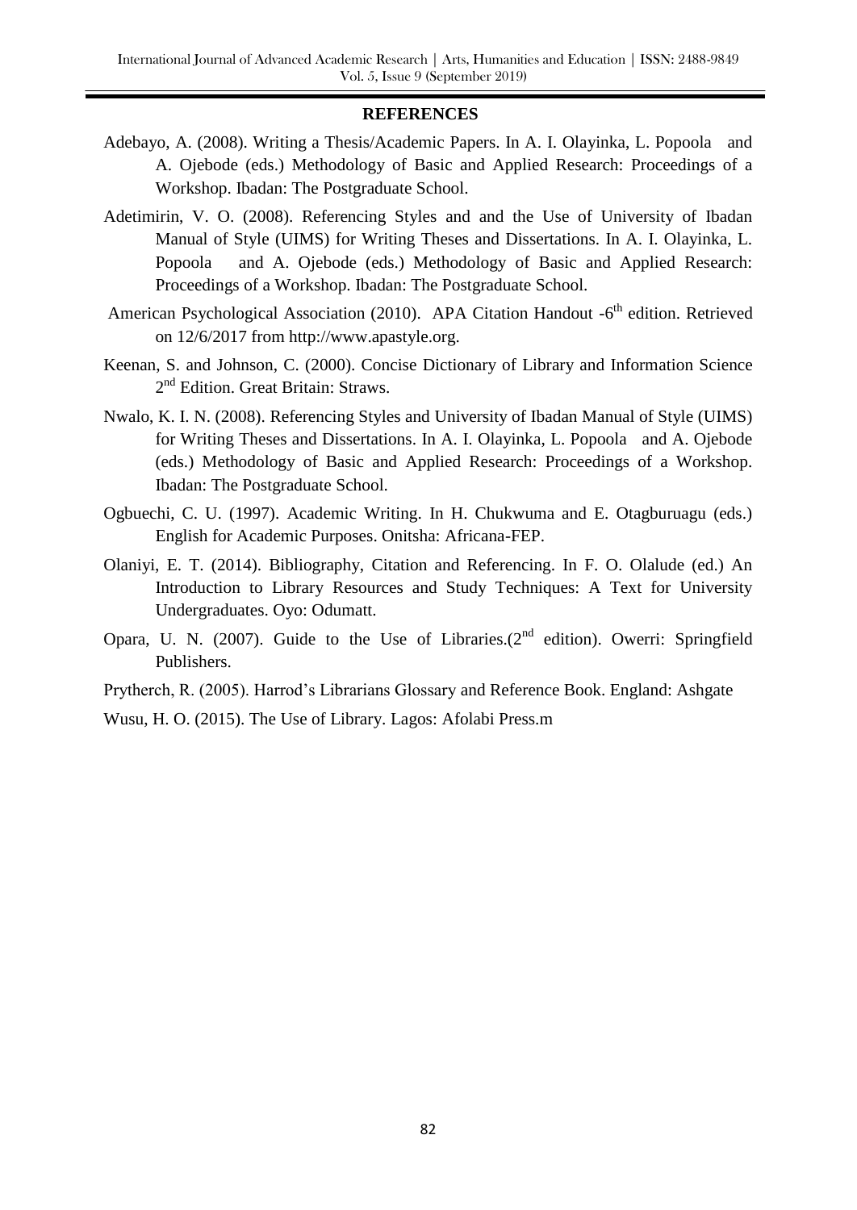## REFERENCES

Adebayo, A. (2008). Writing a Thesis/Academic Papers. In A. I. Olayinka, L. Popoola and A. Ojebode (eds.) Methodology of Basic and Applied Research: Proceedings of a Workshop. Ibadan: The Postgraduate School.

Adetimirin, V. O. (2008). Referencing Styles and and the Use of University of Ibadan Manual of Style (UIMS) for Writing Theses and Dissertations. In A. I. Olayinka, L. Popoola and A. Ojebode (eds.) Methodology of Basic and Applied Research: Proceedings of a Workshop. Ibadan: The Postgraduate School.

American Psychological Association (2010). APA Citation Handout -6th edition. Retrieved on 12/6/2017 from http://www.apastyle.org.

Keenan, S. and Johnson, C. (2000). Concise Dictionary of Library and Information Science 2nd Edition. Great Britain: Straws.

Nwalo, K. I. N. (2008). Referencing Styles and University of Ibadan Manual of Style (UIMS) for Writing Theses and Dissertations. In A. I. Olayinka, L. Popoola and A. Ojebode (eds.) Methodology of Basic and Applied Research: Proceedings of a Workshop. Ibadan: The Postgraduate School.

Ogbuechi, C. U. (1997). Academic Writing. In H. Chukwuma and E. Otagburuagu (eds.) English for Academic Purposes. Onitsha: Africana-FEP.

Olaniyi, E. T. (2014). Bibliography, Citation and Referencing. In F. O. Olalude (ed.) An Introduction to Library Resources and Study Techniques: A Text for University Undergraduates. Oyo: Odumatt.

Opara, U. N. (2007). Guide to the Use of Libraries.(2nd edition). Owerri: Springfield Publishers.

Prytherch, R. (2005). Harrod's Librarians Glossary and Reference Book. England: Ashgate

Wusu, H. O. (2015). The Use of Library. Lagos: Afolabi Press.m